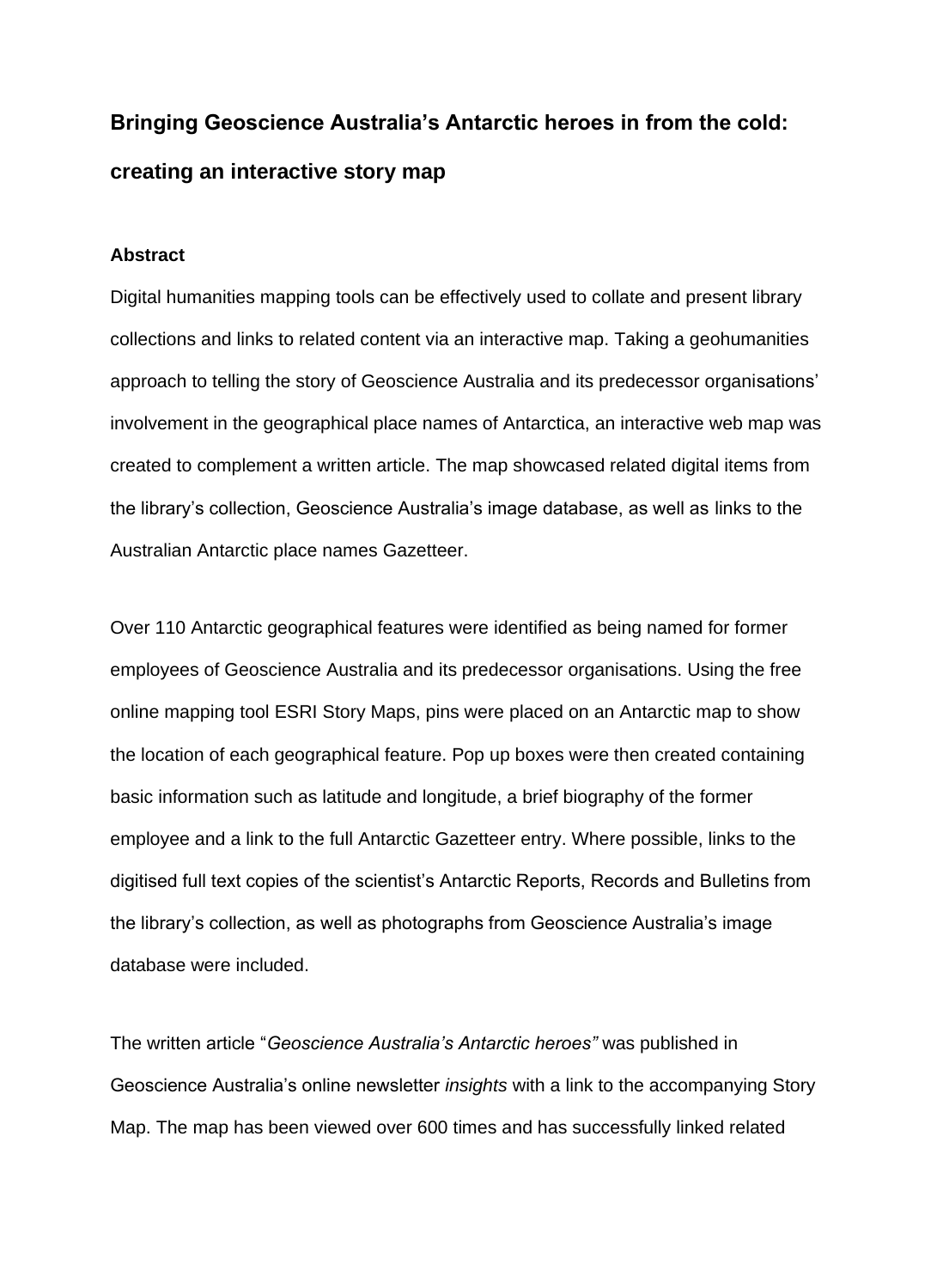# Bringing Geoscience Australia's Antarctic heroes in from the cold: creating an interactive story map

## Abstract

Digital humanities mapping tools can be effectively used to collate and present library collections and links to related content via an interactive map. Taking a geohumanities approach to telling the story of Geoscience Australia and its predecessor organisations' involvement in the geographical place names of Antarctica, an interactive web map was created to complement a written article. The map showcased related digital items from the library's collection, Geoscience Australia's image database, as well as links to the Australian Antarctic place names Gazetteer.

Over 110 Antarctic geographical features were identified as being named for former employees of Geoscience Australia and its predecessor organisations. Using the free online mapping tool ESRI Story Maps, pins were placed on an Antarctic map to show the location of each geographical feature. Pop up boxes were then created containing basic information such as latitude and longitude, a brief biography of the former employee and a link to the full Antarctic Gazetteer entry. Where possible, links to the digitised full text copies of the scientist's Antarctic Reports, Records and Bulletins from the library's collection, as well as photographs from Geoscience Australia's image database were included.

The written article "*Geoscience Australia's Antarctic heroes"* was published in Geoscience Australia's online newsletter *insights* with a link to the accompanying Story Map. The map has been viewed over 600 times and has successfully linked related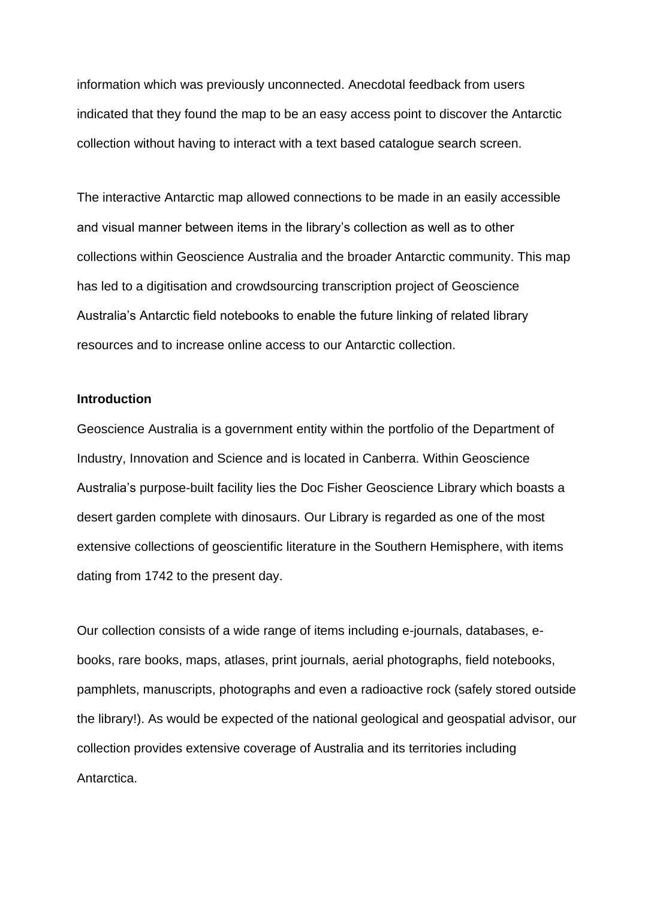information which was previously unconnected. Anecdotal feedback from users indicated that they found the map to be an easy access point to discover the Antarctic collection without having to interact with a text based catalogue search screen.

The interactive Antarctic map allowed connections to be made in an easily accessible and visual manner between items in the library's collection as well as to other collections within Geoscience Australia and the broader Antarctic community. This map has led to a digitisation and crowdsourcing transcription project of Geoscience Australia's Antarctic field notebooks to enable the future linking of related library resources and to increase online access to our Antarctic collection.

**Introduction**

Geoscience Australia is a government entity within the portfolio of the Department of Industry, Innovation and Science and is located in Canberra. Within Geoscience Australia's purpose-built facility lies the Doc Fisher Geoscience Library which boasts a desert garden complete with dinosaurs. Our Library is regarded as one of the most extensive collections of geoscientific literature in the Southern Hemisphere, with items dating from 1742 to the present day.

Our collection consists of a wide range of items including e-journals, databases, e-books, rare books, maps, atlases, print journals, aerial photographs, field notebooks, pamphlets, manuscripts, photographs and even a radioactive rock (safely stored outside the library!). As would be expected of the national geological and geospatial advisor, our collection provides extensive coverage of Australia and its territories including Antarctica.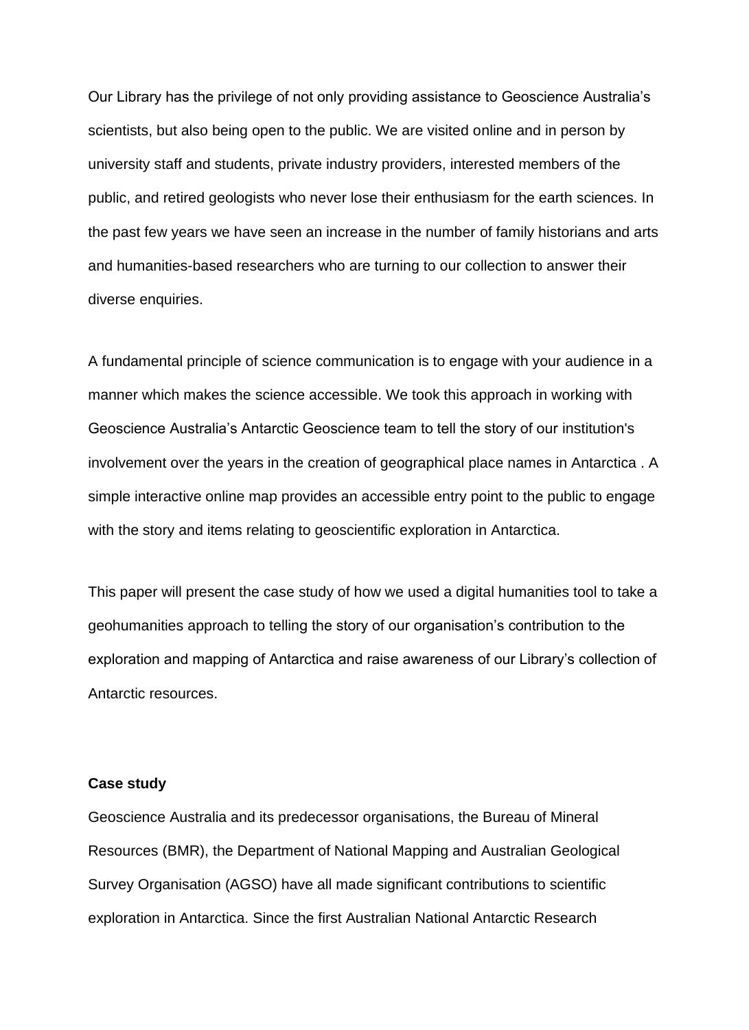Our Library has the privilege of not only providing assistance to Geoscience Australia's scientists, but also being open to the public. We are visited online and in person by university staff and students, private industry providers, interested members of the public, and retired geologists who never lose their enthusiasm for the earth sciences. In the past few years we have seen an increase in the number of family historians and arts and humanities-based researchers who are turning to our collection to answer their diverse enquiries.

A fundamental principle of science communication is to engage with your audience in a manner which makes the science accessible. We took this approach in working with Geoscience Australia's Antarctic Geoscience team to tell the story of our institution's involvement over the years in the creation of geographical place names in Antarctica . A simple interactive online map provides an accessible entry point to the public to engage with the story and items relating to geoscientific exploration in Antarctica.

This paper will present the case study of how we used a digital humanities tool to take a geohumanities approach to telling the story of our organisation's contribution to the exploration and mapping of Antarctica and raise awareness of our Library's collection of Antarctic resources.

**Case study**

Geoscience Australia and its predecessor organisations, the Bureau of Mineral Resources (BMR), the Department of National Mapping and Australian Geological Survey Organisation (AGSO) have all made significant contributions to scientific exploration in Antarctica. Since the first Australian National Antarctic Research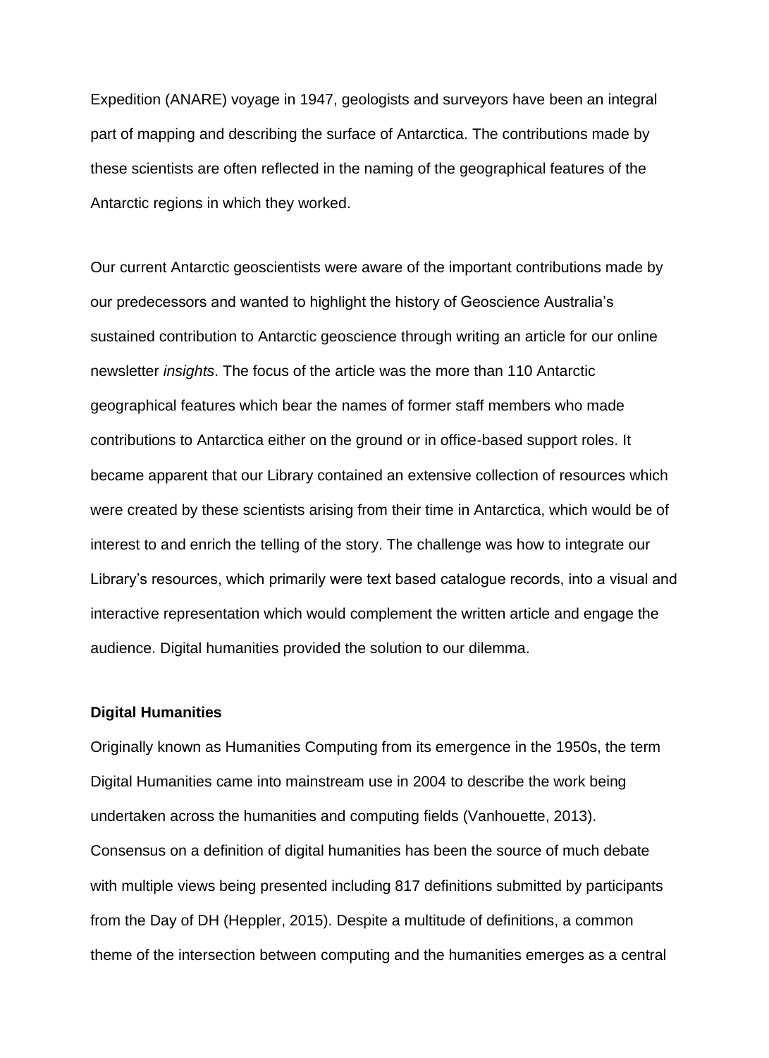Expedition (ANARE) voyage in 1947, geologists and surveyors have been an integral part of mapping and describing the surface of Antarctica. The contributions made by these scientists are often reflected in the naming of the geographical features of the Antarctic regions in which they worked.

Our current Antarctic geoscientists were aware of the important contributions made by our predecessors and wanted to highlight the history of Geoscience Australia's sustained contribution to Antarctic geoscience through writing an article for our online newsletter *insights*. The focus of the article was the more than 110 Antarctic geographical features which bear the names of former staff members who made contributions to Antarctica either on the ground or in office-based support roles. It became apparent that our Library contained an extensive collection of resources which were created by these scientists arising from their time in Antarctica, which would be of interest to and enrich the telling of the story. The challenge was how to integrate our Library's resources, which primarily were text based catalogue records, into a visual and interactive representation which would complement the written article and engage the audience. Digital humanities provided the solution to our dilemma.

**Digital Humanities**

Originally known as Humanities Computing from its emergence in the 1950s, the term Digital Humanities came into mainstream use in 2004 to describe the work being undertaken across the humanities and computing fields (Vanhouette, 2013). Consensus on a definition of digital humanities has been the source of much debate with multiple views being presented including 817 definitions submitted by participants from the Day of DH (Heppler, 2015). Despite a multitude of definitions, a common theme of the intersection between computing and the humanities emerges as a central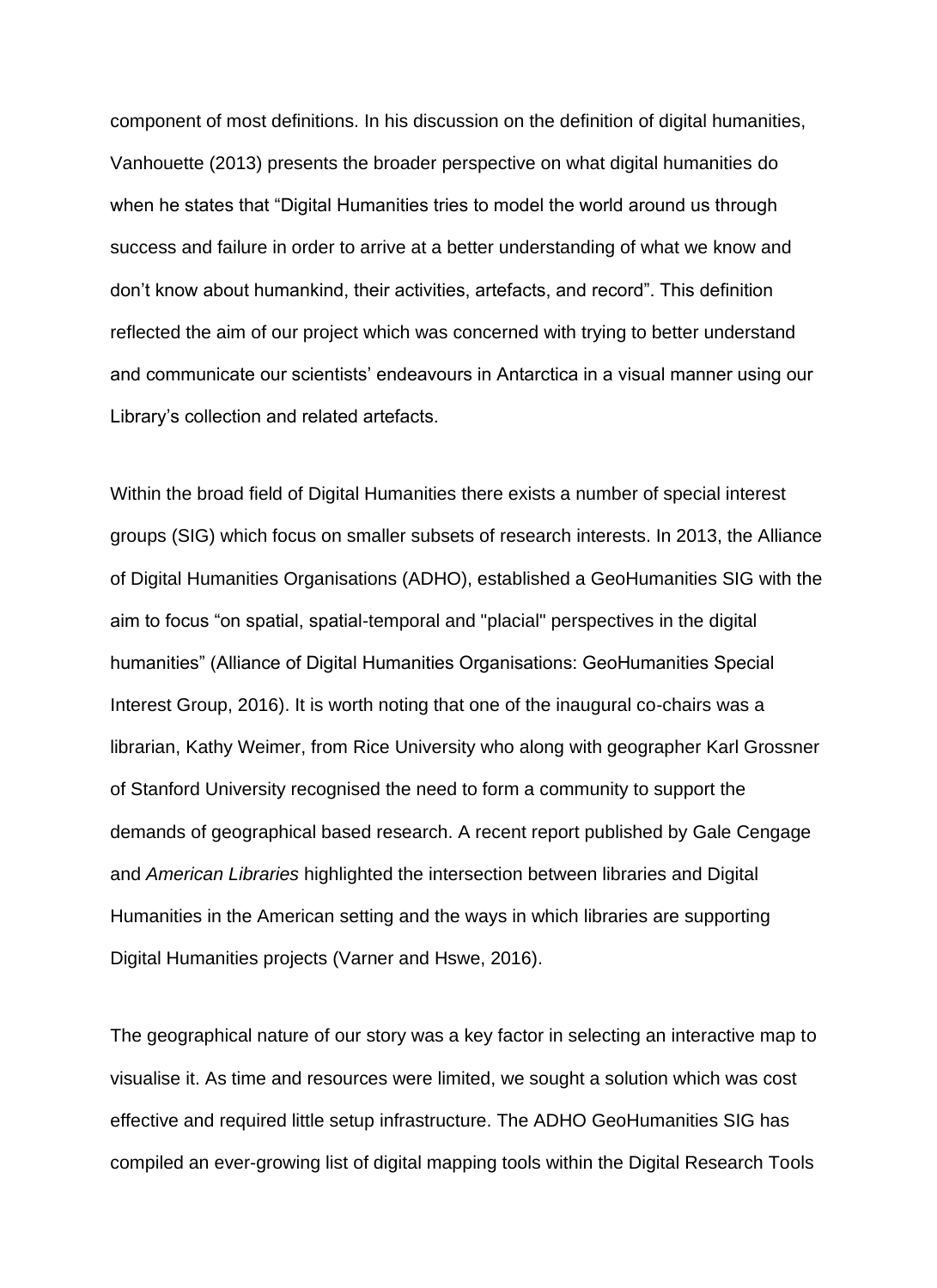component of most definitions. In his discussion on the definition of digital humanities, Vanhouette (2013) presents the broader perspective on what digital humanities do when he states that "Digital Humanities tries to model the world around us through success and failure in order to arrive at a better understanding of what we know and don't know about humankind, their activities, artefacts, and record". This definition reflected the aim of our project which was concerned with trying to better understand and communicate our scientists' endeavours in Antarctica in a visual manner using our Library's collection and related artefacts.

Within the broad field of Digital Humanities there exists a number of special interest groups (SIG) which focus on smaller subsets of research interests. In 2013, the Alliance of Digital Humanities Organisations (ADHO), established a GeoHumanities SIG with the aim to focus "on spatial, spatial-temporal and "placial" perspectives in the digital humanities" (Alliance of Digital Humanities Organisations: GeoHumanities Special Interest Group, 2016). It is worth noting that one of the inaugural co-chairs was a librarian, Kathy Weimer, from Rice University who along with geographer Karl Grossner of Stanford University recognised the need to form a community to support the demands of geographical based research. A recent report published by Gale Cengage and *American Libraries* highlighted the intersection between libraries and Digital Humanities in the American setting and the ways in which libraries are supporting Digital Humanities projects (Varner and Hswe, 2016).

The geographical nature of our story was a key factor in selecting an interactive map to visualise it. As time and resources were limited, we sought a solution which was cost effective and required little setup infrastructure. The ADHO GeoHumanities SIG has compiled an ever-growing list of digital mapping tools within the Digital Research Tools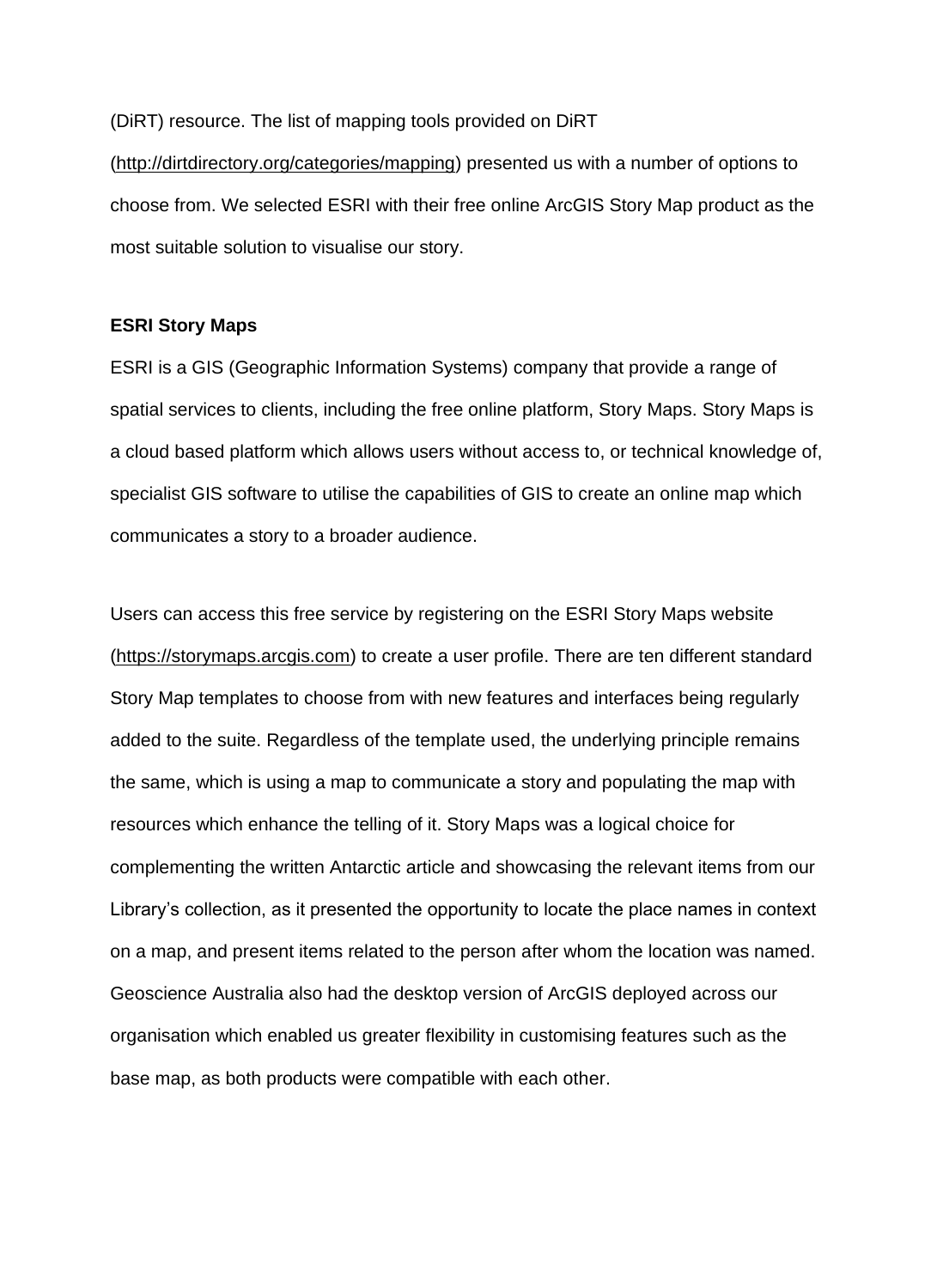(DiRT) resource. The list of mapping tools provided on DiRT (http://dirtdirectory.org/categories/mapping) presented us with a number of options to choose from. We selected ESRI with their free online ArcGIS Story Map product as the most suitable solution to visualise our story.

**ESRI Story Maps**

ESRI is a GIS (Geographic Information Systems) company that provide a range of spatial services to clients, including the free online platform, Story Maps. Story Maps is a cloud based platform which allows users without access to, or technical knowledge of, specialist GIS software to utilise the capabilities of GIS to create an online map which communicates a story to a broader audience.

Users can access this free service by registering on the ESRI Story Maps website (https://storymaps.arcgis.com) to create a user profile. There are ten different standard Story Map templates to choose from with new features and interfaces being regularly added to the suite. Regardless of the template used, the underlying principle remains the same, which is using a map to communicate a story and populating the map with resources which enhance the telling of it. Story Maps was a logical choice for complementing the written Antarctic article and showcasing the relevant items from our Library's collection, as it presented the opportunity to locate the place names in context on a map, and present items related to the person after whom the location was named. Geoscience Australia also had the desktop version of ArcGIS deployed across our organisation which enabled us greater flexibility in customising features such as the base map, as both products were compatible with each other.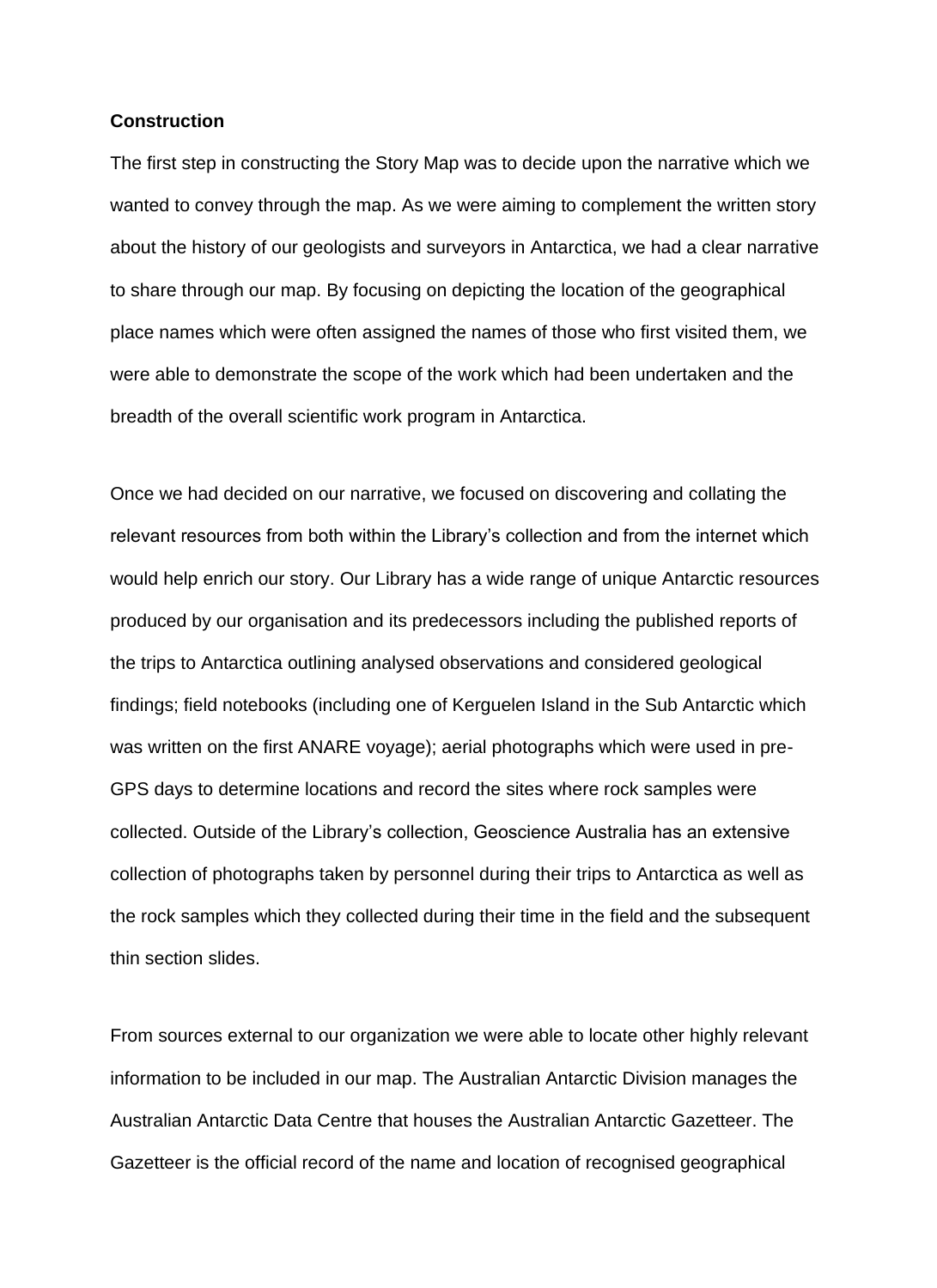**Construction**

The first step in constructing the Story Map was to decide upon the narrative which we wanted to convey through the map. As we were aiming to complement the written story about the history of our geologists and surveyors in Antarctica, we had a clear narrative to share through our map. By focusing on depicting the location of the geographical place names which were often assigned the names of those who first visited them, we were able to demonstrate the scope of the work which had been undertaken and the breadth of the overall scientific work program in Antarctica.

Once we had decided on our narrative, we focused on discovering and collating the relevant resources from both within the Library's collection and from the internet which would help enrich our story. Our Library has a wide range of unique Antarctic resources produced by our organisation and its predecessors including the published reports of the trips to Antarctica outlining analysed observations and considered geological findings; field notebooks (including one of Kerguelen Island in the Sub Antarctic which was written on the first ANARE voyage); aerial photographs which were used in pre-GPS days to determine locations and record the sites where rock samples were collected. Outside of the Library's collection, Geoscience Australia has an extensive collection of photographs taken by personnel during their trips to Antarctica as well as the rock samples which they collected during their time in the field and the subsequent thin section slides.

From sources external to our organization we were able to locate other highly relevant information to be included in our map. The Australian Antarctic Division manages the Australian Antarctic Data Centre that houses the Australian Antarctic Gazetteer. The Gazetteer is the official record of the name and location of recognised geographical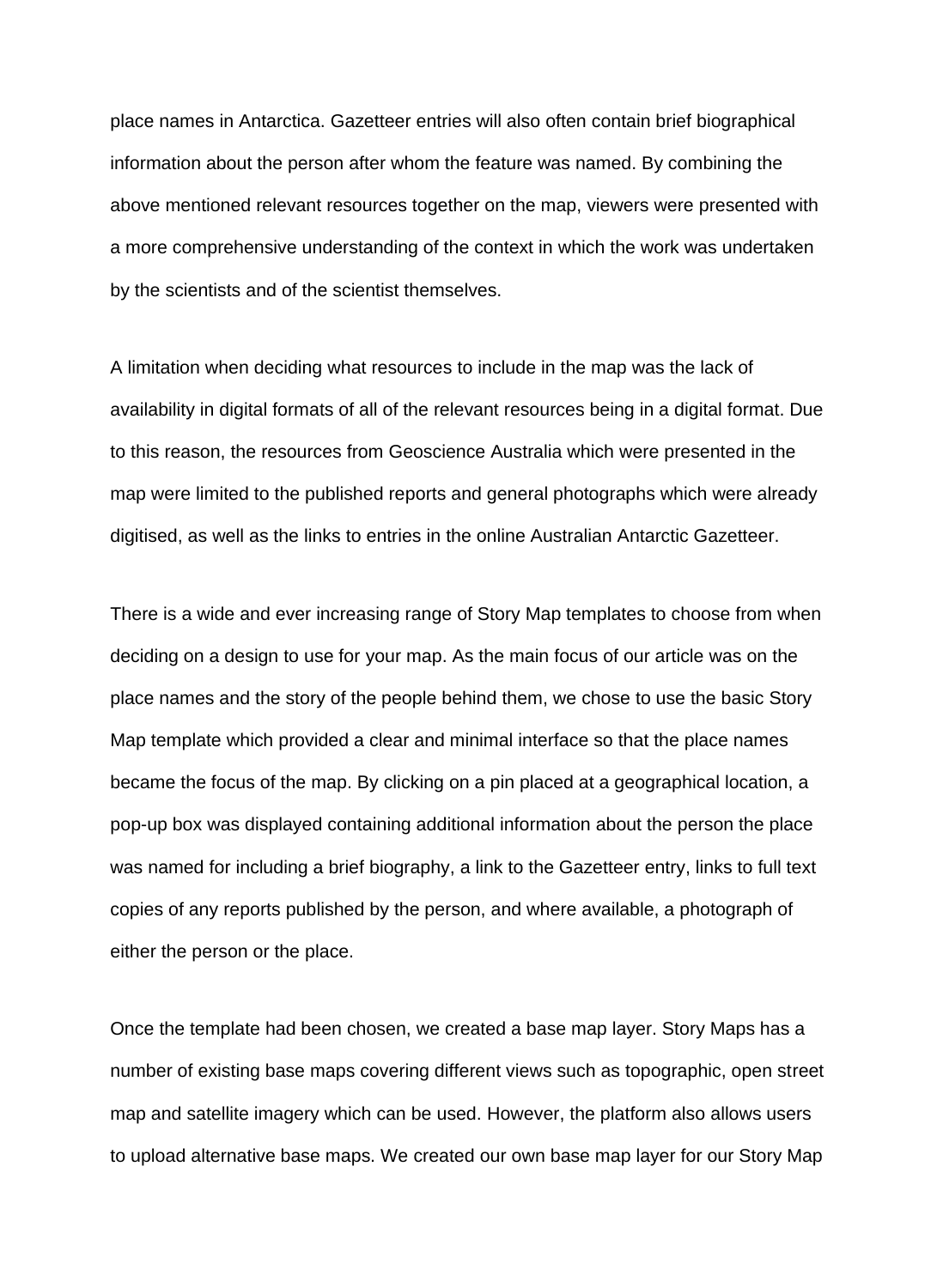place names in Antarctica. Gazetteer entries will also often contain brief biographical information about the person after whom the feature was named. By combining the above mentioned relevant resources together on the map, viewers were presented with a more comprehensive understanding of the context in which the work was undertaken by the scientists and of the scientist themselves.

A limitation when deciding what resources to include in the map was the lack of availability in digital formats of all of the relevant resources being in a digital format. Due to this reason, the resources from Geoscience Australia which were presented in the map were limited to the published reports and general photographs which were already digitised, as well as the links to entries in the online Australian Antarctic Gazetteer.

There is a wide and ever increasing range of Story Map templates to choose from when deciding on a design to use for your map. As the main focus of our article was on the place names and the story of the people behind them, we chose to use the basic Story Map template which provided a clear and minimal interface so that the place names became the focus of the map. By clicking on a pin placed at a geographical location, a pop-up box was displayed containing additional information about the person the place was named for including a brief biography, a link to the Gazetteer entry, links to full text copies of any reports published by the person, and where available, a photograph of either the person or the place.

Once the template had been chosen, we created a base map layer. Story Maps has a number of existing base maps covering different views such as topographic, open street map and satellite imagery which can be used. However, the platform also allows users to upload alternative base maps. We created our own base map layer for our Story Map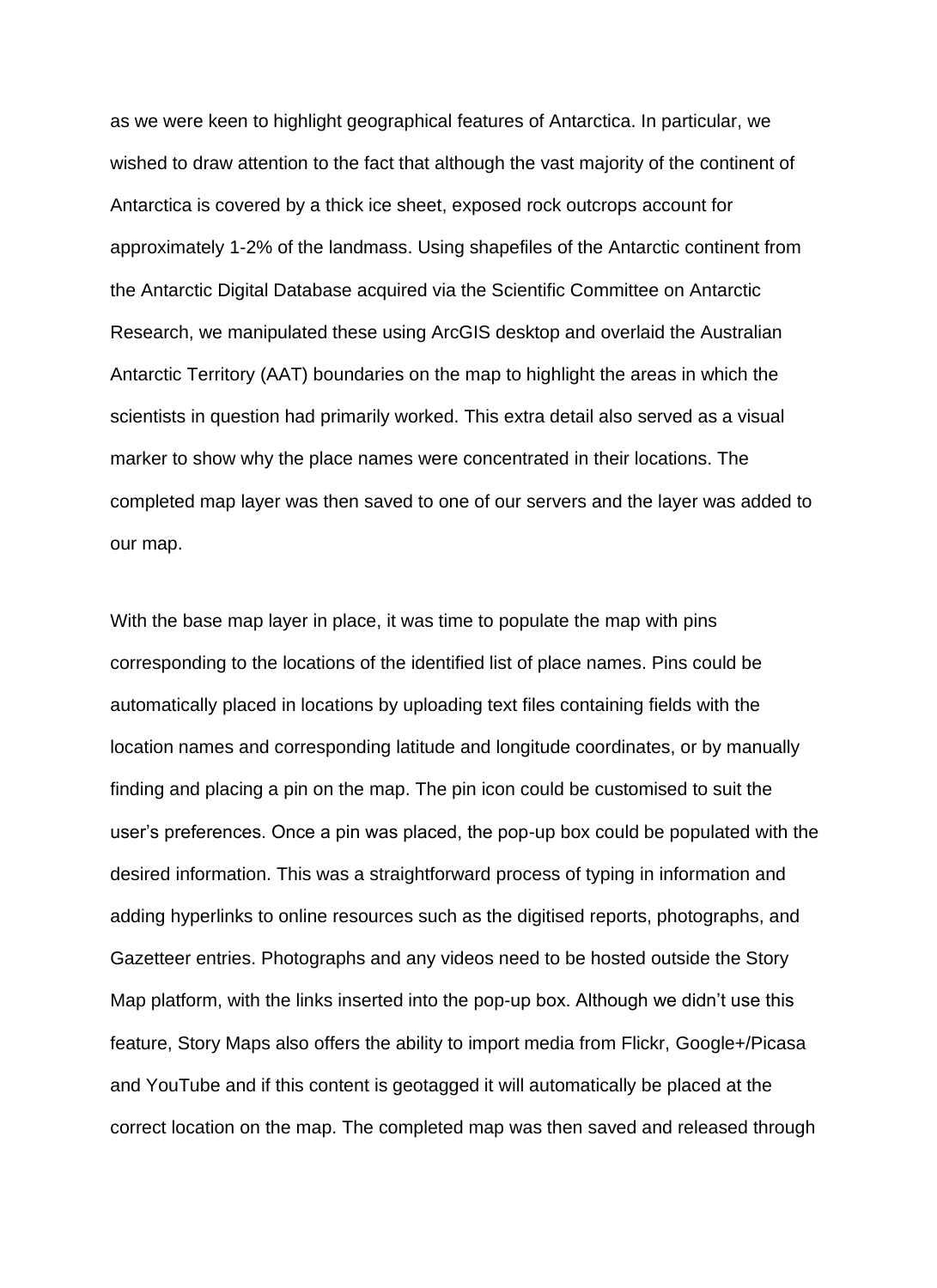as we were keen to highlight geographical features of Antarctica. In particular, we wished to draw attention to the fact that although the vast majority of the continent of Antarctica is covered by a thick ice sheet, exposed rock outcrops account for approximately 1-2% of the landmass. Using shapefiles of the Antarctic continent from the Antarctic Digital Database acquired via the Scientific Committee on Antarctic Research, we manipulated these using ArcGIS desktop and overlaid the Australian Antarctic Territory (AAT) boundaries on the map to highlight the areas in which the scientists in question had primarily worked. This extra detail also served as a visual marker to show why the place names were concentrated in their locations. The completed map layer was then saved to one of our servers and the layer was added to our map.

With the base map layer in place, it was time to populate the map with pins corresponding to the locations of the identified list of place names. Pins could be automatically placed in locations by uploading text files containing fields with the location names and corresponding latitude and longitude coordinates, or by manually finding and placing a pin on the map. The pin icon could be customised to suit the user's preferences. Once a pin was placed, the pop-up box could be populated with the desired information. This was a straightforward process of typing in information and adding hyperlinks to online resources such as the digitised reports, photographs, and Gazetteer entries. Photographs and any videos need to be hosted outside the Story Map platform, with the links inserted into the pop-up box. Although we didn't use this feature, Story Maps also offers the ability to import media from Flickr, Google+/Picasa and YouTube and if this content is geotagged it will automatically be placed at the correct location on the map. The completed map was then saved and released through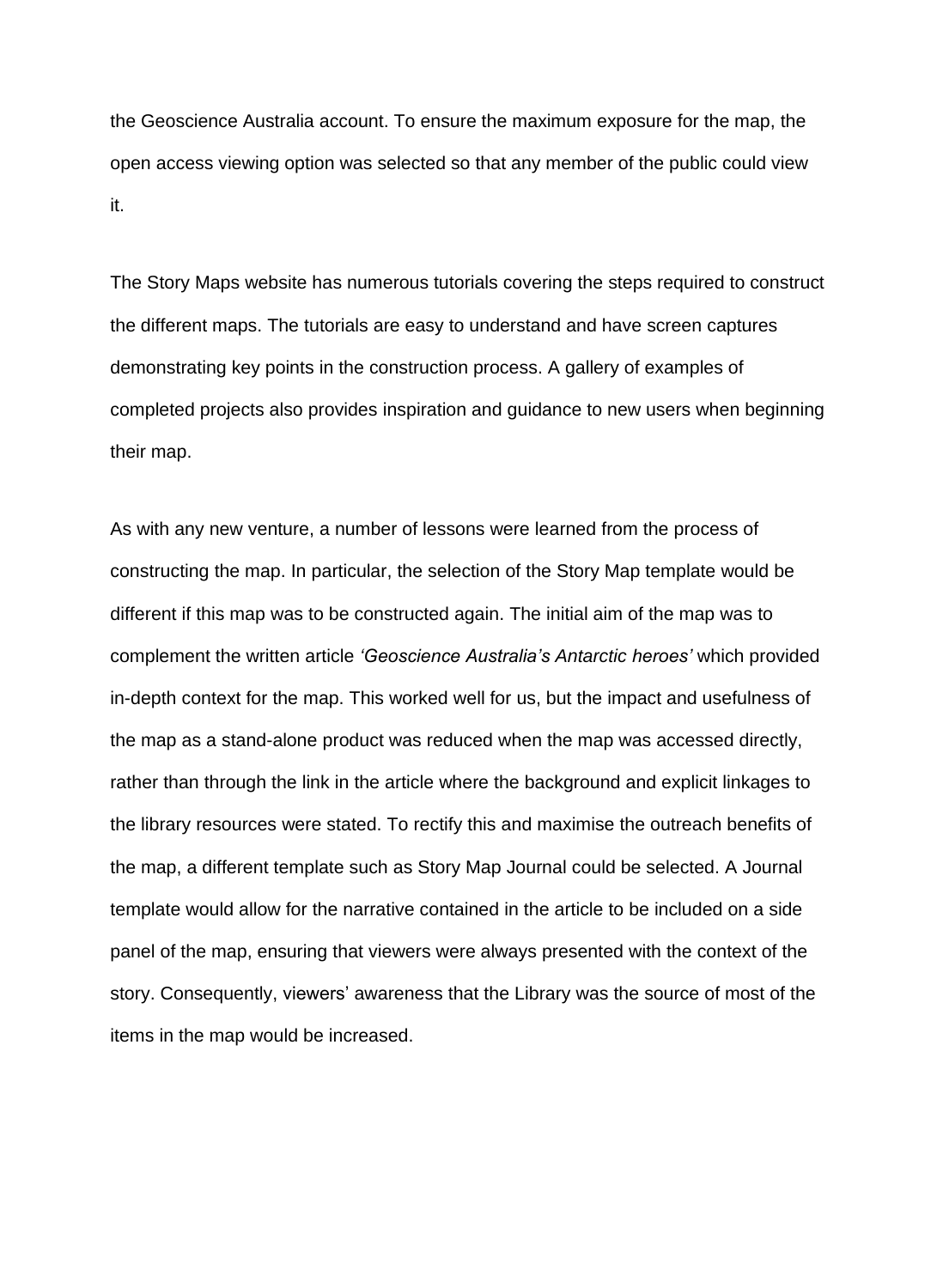the Geoscience Australia account. To ensure the maximum exposure for the map, the open access viewing option was selected so that any member of the public could view it.

The Story Maps website has numerous tutorials covering the steps required to construct the different maps. The tutorials are easy to understand and have screen captures demonstrating key points in the construction process. A gallery of examples of completed projects also provides inspiration and guidance to new users when beginning their map.

As with any new venture, a number of lessons were learned from the process of constructing the map. In particular, the selection of the Story Map template would be different if this map was to be constructed again. The initial aim of the map was to complement the written article *'Geoscience Australia's Antarctic heroes'* which provided in-depth context for the map. This worked well for us, but the impact and usefulness of the map as a stand-alone product was reduced when the map was accessed directly, rather than through the link in the article where the background and explicit linkages to the library resources were stated. To rectify this and maximise the outreach benefits of the map, a different template such as Story Map Journal could be selected. A Journal template would allow for the narrative contained in the article to be included on a side panel of the map, ensuring that viewers were always presented with the context of the story. Consequently, viewers' awareness that the Library was the source of most of the items in the map would be increased.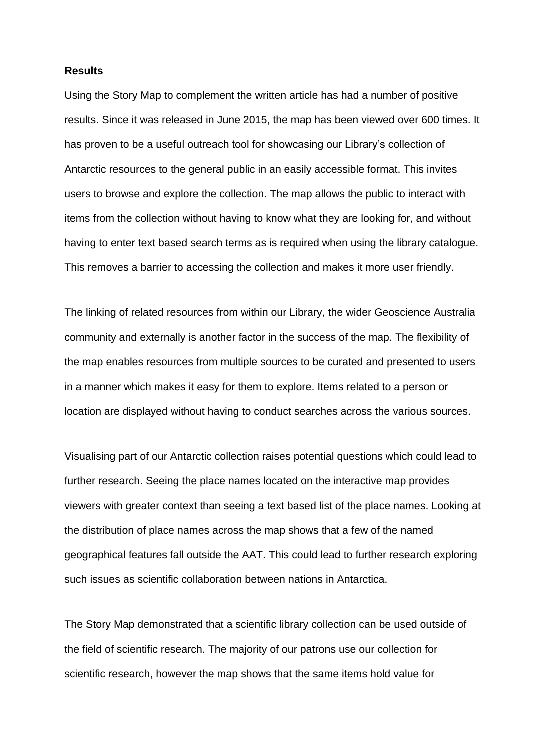**Results**

Using the Story Map to complement the written article has had a number of positive results. Since it was released in June 2015, the map has been viewed over 600 times. It has proven to be a useful outreach tool for showcasing our Library's collection of Antarctic resources to the general public in an easily accessible format. This invites users to browse and explore the collection. The map allows the public to interact with items from the collection without having to know what they are looking for, and without having to enter text based search terms as is required when using the library catalogue. This removes a barrier to accessing the collection and makes it more user friendly.

The linking of related resources from within our Library, the wider Geoscience Australia community and externally is another factor in the success of the map. The flexibility of the map enables resources from multiple sources to be curated and presented to users in a manner which makes it easy for them to explore. Items related to a person or location are displayed without having to conduct searches across the various sources.

Visualising part of our Antarctic collection raises potential questions which could lead to further research. Seeing the place names located on the interactive map provides viewers with greater context than seeing a text based list of the place names. Looking at the distribution of place names across the map shows that a few of the named geographical features fall outside the AAT. This could lead to further research exploring such issues as scientific collaboration between nations in Antarctica.

The Story Map demonstrated that a scientific library collection can be used outside of the field of scientific research. The majority of our patrons use our collection for scientific research, however the map shows that the same items hold value for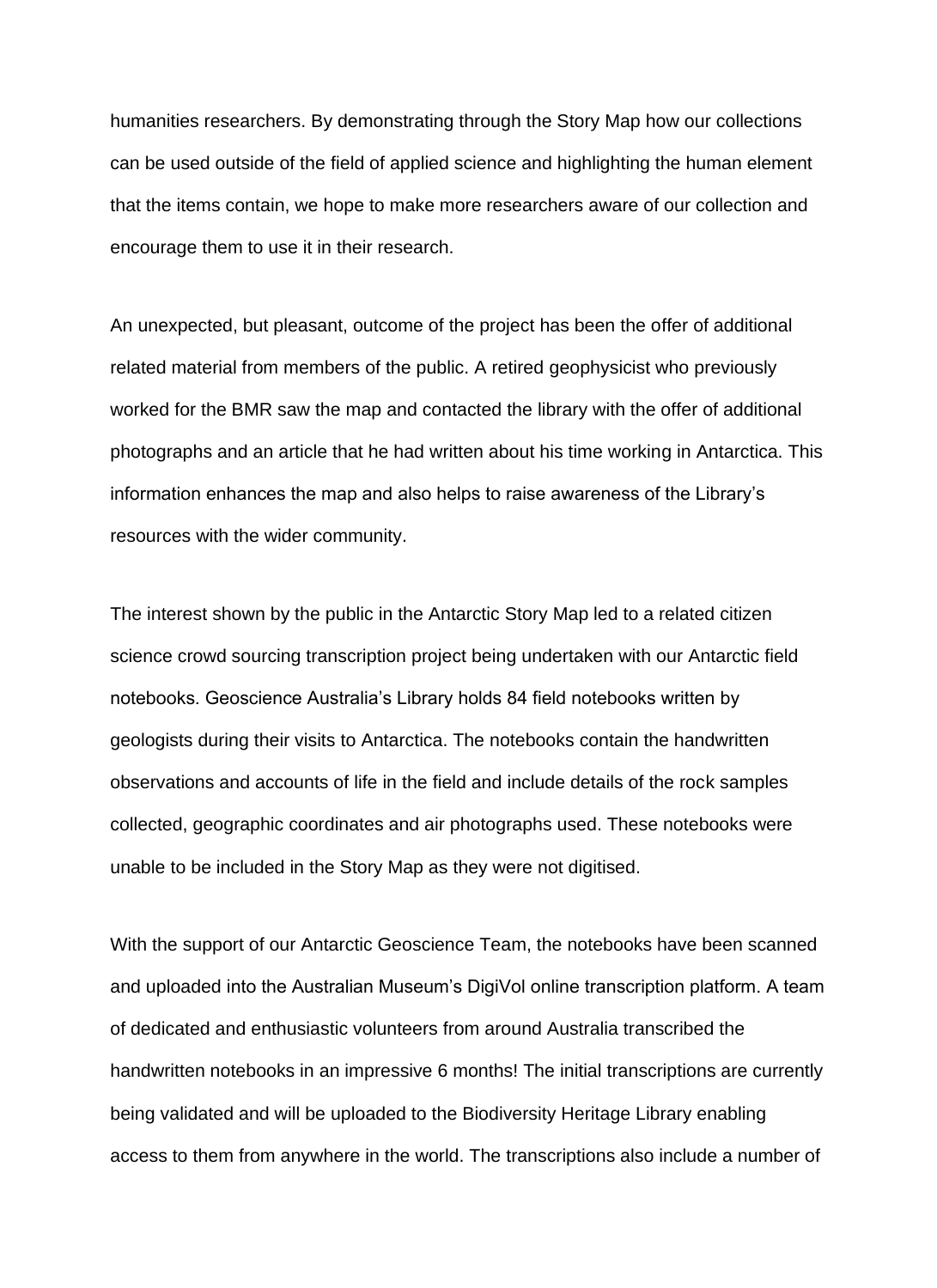humanities researchers. By demonstrating through the Story Map how our collections can be used outside of the field of applied science and highlighting the human element that the items contain, we hope to make more researchers aware of our collection and encourage them to use it in their research.

An unexpected, but pleasant, outcome of the project has been the offer of additional related material from members of the public. A retired geophysicist who previously worked for the BMR saw the map and contacted the library with the offer of additional photographs and an article that he had written about his time working in Antarctica. This information enhances the map and also helps to raise awareness of the Library's resources with the wider community.

The interest shown by the public in the Antarctic Story Map led to a related citizen science crowd sourcing transcription project being undertaken with our Antarctic field notebooks. Geoscience Australia's Library holds 84 field notebooks written by geologists during their visits to Antarctica. The notebooks contain the handwritten observations and accounts of life in the field and include details of the rock samples collected, geographic coordinates and air photographs used. These notebooks were unable to be included in the Story Map as they were not digitised.

With the support of our Antarctic Geoscience Team, the notebooks have been scanned and uploaded into the Australian Museum's DigiVol online transcription platform. A team of dedicated and enthusiastic volunteers from around Australia transcribed the handwritten notebooks in an impressive 6 months! The initial transcriptions are currently being validated and will be uploaded to the Biodiversity Heritage Library enabling access to them from anywhere in the world. The transcriptions also include a number of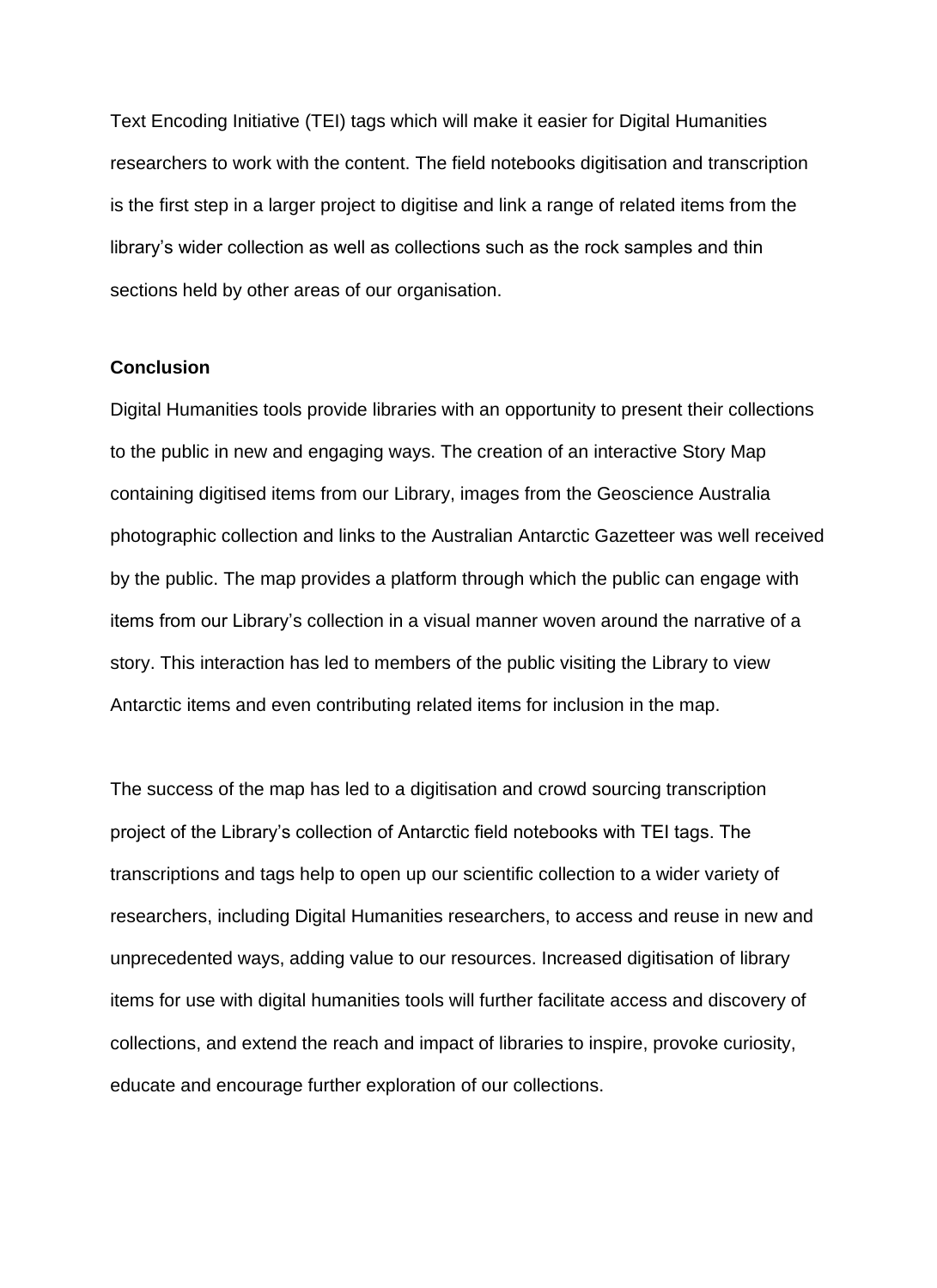Text Encoding Initiative (TEI) tags which will make it easier for Digital Humanities researchers to work with the content. The field notebooks digitisation and transcription is the first step in a larger project to digitise and link a range of related items from the library's wider collection as well as collections such as the rock samples and thin sections held by other areas of our organisation.

**Conclusion**

Digital Humanities tools provide libraries with an opportunity to present their collections to the public in new and engaging ways. The creation of an interactive Story Map containing digitised items from our Library, images from the Geoscience Australia photographic collection and links to the Australian Antarctic Gazetteer was well received by the public. The map provides a platform through which the public can engage with items from our Library's collection in a visual manner woven around the narrative of a story. This interaction has led to members of the public visiting the Library to view Antarctic items and even contributing related items for inclusion in the map.

The success of the map has led to a digitisation and crowd sourcing transcription project of the Library's collection of Antarctic field notebooks with TEI tags. The transcriptions and tags help to open up our scientific collection to a wider variety of researchers, including Digital Humanities researchers, to access and reuse in new and unprecedented ways, adding value to our resources. Increased digitisation of library items for use with digital humanities tools will further facilitate access and discovery of collections, and extend the reach and impact of libraries to inspire, provoke curiosity, educate and encourage further exploration of our collections.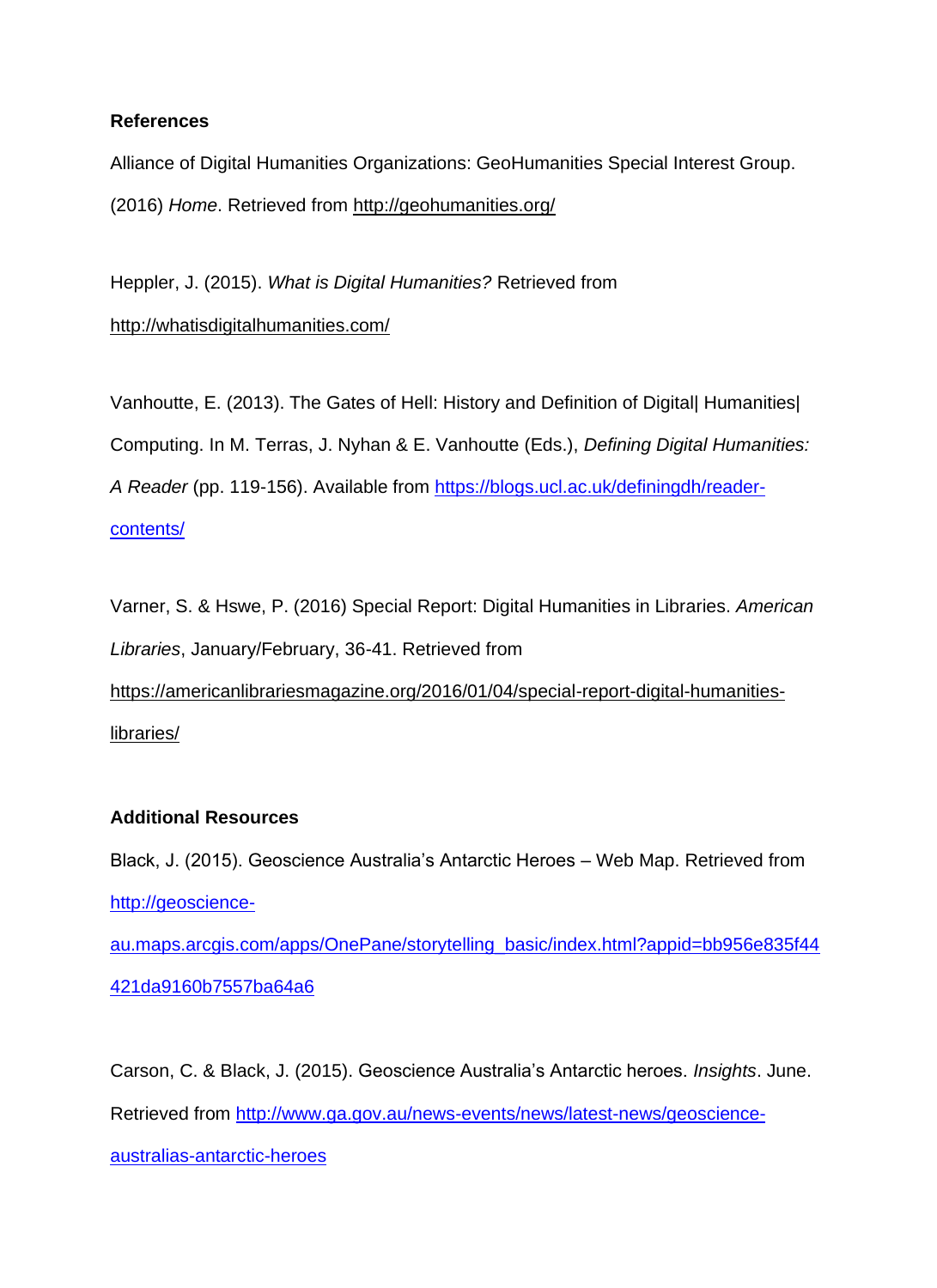**References**

Alliance of Digital Humanities Organizations: GeoHumanities Special Interest Group. (2016) *Home*. Retrieved from http://geohumanities.org/

Heppler, J. (2015). *What is Digital Humanities?* Retrieved from http://whatisdigitalhumanities.com/

Vanhoutte, E. (2013). The Gates of Hell: History and Definition of Digital| Humanities| Computing. In M. Terras, J. Nyhan & E. Vanhoutte (Eds.), *Defining Digital Humanities: A Reader* (pp. 119-156). Available from https://blogs.ucl.ac.uk/definingdh/reader-contents/

Varner, S. & Hswe, P. (2016) Special Report: Digital Humanities in Libraries. *American Libraries*, January/February, 36-41. Retrieved from https://americanlibrariesmagazine.org/2016/01/04/special-report-digital-humanities-libraries/

**Additional Resources**

Black, J. (2015). Geoscience Australia's Antarctic Heroes – Web Map. Retrieved from http://geoscience-au.maps.arcgis.com/apps/OnePane/storytelling_basic/index.html?appid=bb956e835f44421da9160b7557ba64a6

Carson, C. & Black, J. (2015). Geoscience Australia's Antarctic heroes. *Insights*. June. Retrieved from http://www.ga.gov.au/news-events/news/latest-news/geoscience-australias-antarctic-heroes